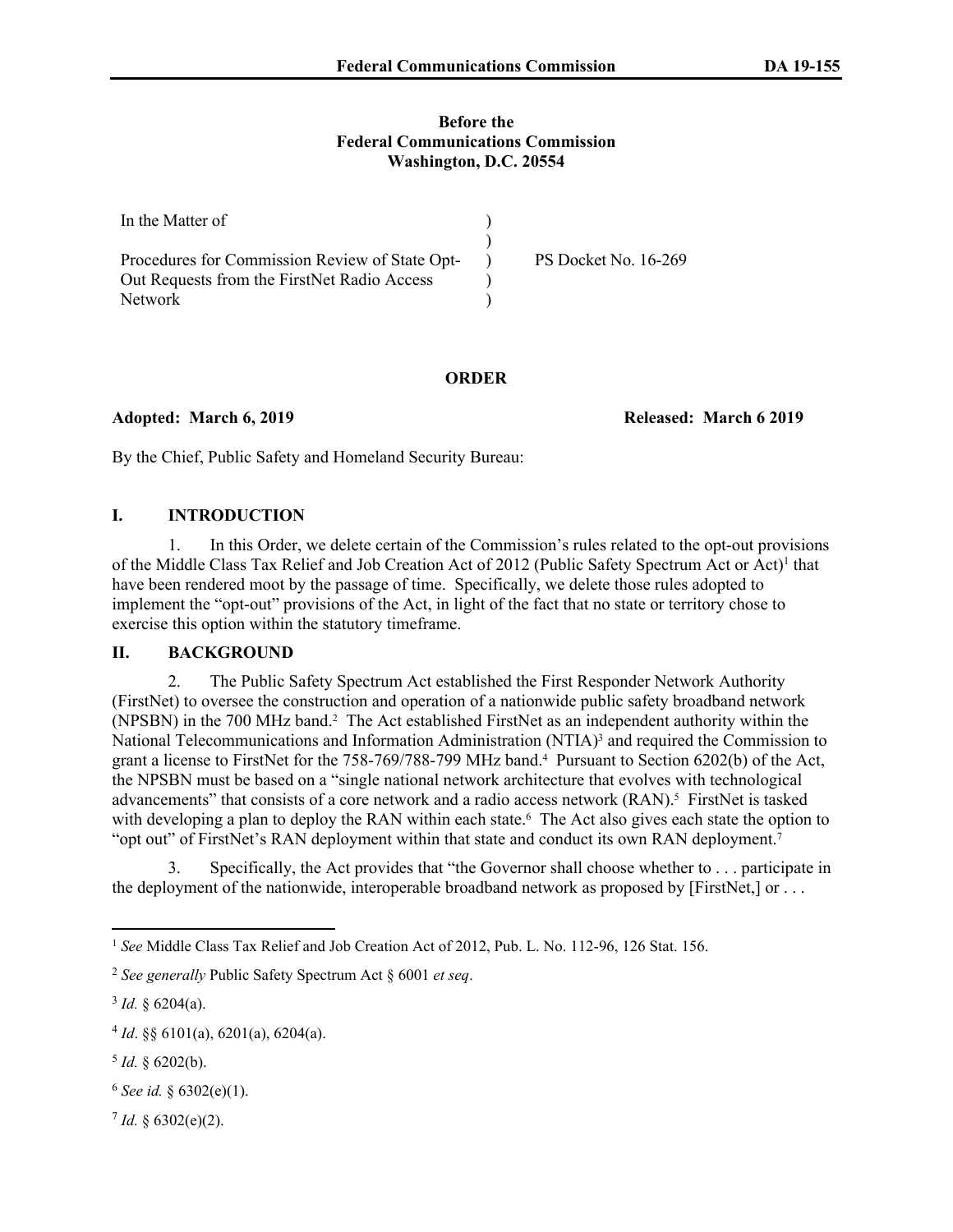**Before the**
**Federal Communications Commission**
**Washington, D.C. 20554**

| | | |
|---|---|---|
| In the Matter of | ) | |
| | ) | |
| Procedures for Commission Review of State Opt-Out Requests from the FirstNet Radio Access Network | ) ) ) | PS Docket No. 16-269 |

## ORDER

**Adopted: March 6, 2019** **Released: March 6 2019**

By the Chief, Public Safety and Homeland Security Bureau:

## I. INTRODUCTION

1. In this Order, we delete certain of the Commission's rules related to the opt-out provisions of the Middle Class Tax Relief and Job Creation Act of 2012 (Public Safety Spectrum Act or Act)[1] that have been rendered moot by the passage of time. Specifically, we delete those rules adopted to implement the "opt-out" provisions of the Act, in light of the fact that no state or territory chose to exercise this option within the statutory timeframe.

## II. BACKGROUND

2. The Public Safety Spectrum Act established the First Responder Network Authority (FirstNet) to oversee the construction and operation of a nationwide public safety broadband network (NPSBN) in the 700 MHz band.[2] The Act established FirstNet as an independent authority within the National Telecommunications and Information Administration (NTIA)[3] and required the Commission to grant a license to FirstNet for the 758-769/788-799 MHz band.[4] Pursuant to Section 6202(b) of the Act, the NPSBN must be based on a "single national network architecture that evolves with technological advancements" that consists of a core network and a radio access network (RAN).[5] FirstNet is tasked with developing a plan to deploy the RAN within each state.[6] The Act also gives each state the option to "opt out" of FirstNet's RAN deployment within that state and conduct its own RAN deployment.[7]

3. Specifically, the Act provides that "the Governor shall choose whether to . . . participate in the deployment of the nationwide, interoperable broadband network as proposed by [FirstNet,] or . . .

---

[1] *See* Middle Class Tax Relief and Job Creation Act of 2012, Pub. L. No. 112-96, 126 Stat. 156.

[2] *See generally* Public Safety Spectrum Act § 6001 *et seq*.

[3] *Id.* § 6204(a).

[4] *Id*. §§ 6101(a), 6201(a), 6204(a).

[5] *Id.* § 6202(b).

[6] *See id.* § 6302(e)(1).

[7] *Id.* § 6302(e)(2).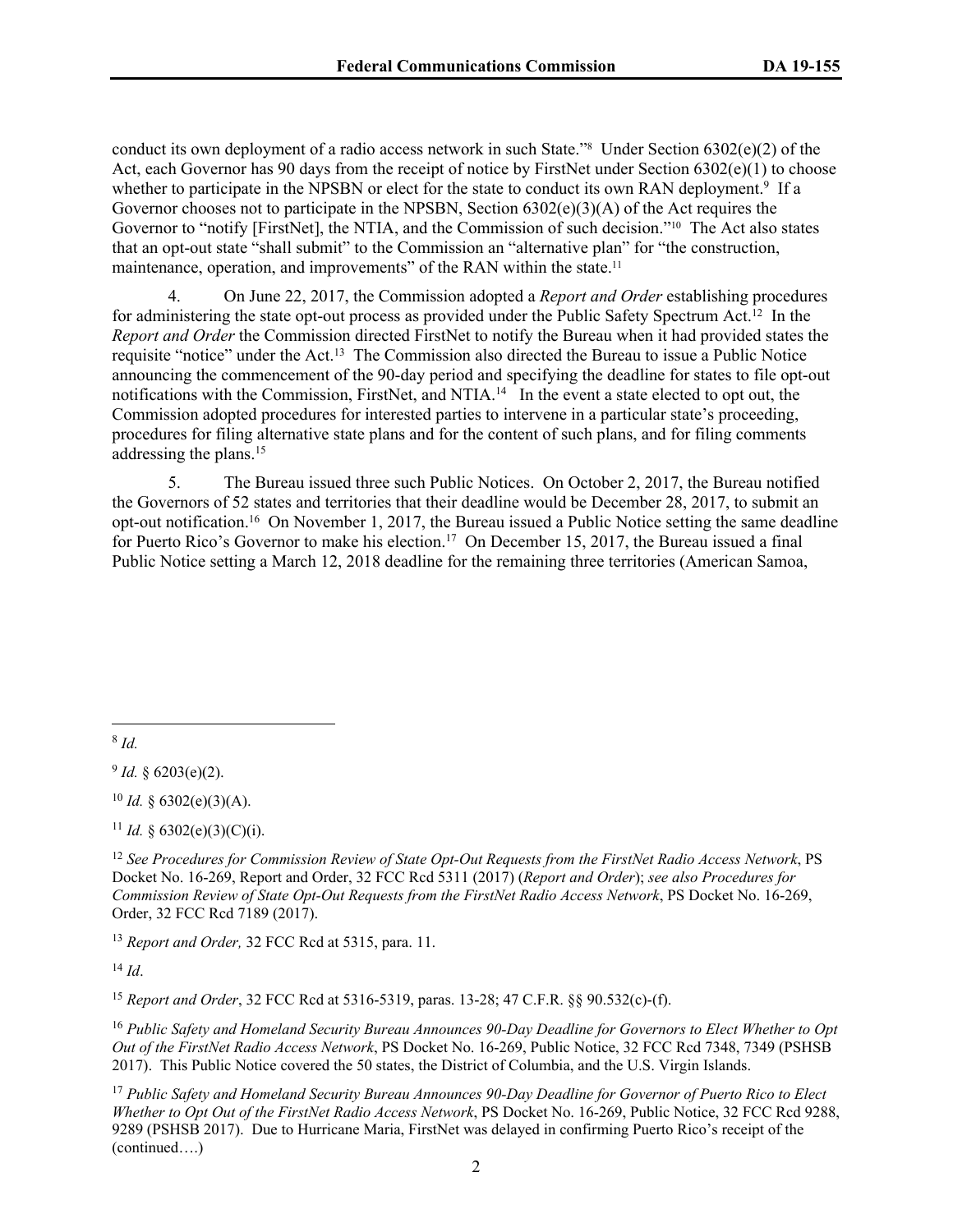conduct its own deployment of a radio access network in such State."[8] Under Section 6302(e)(2) of the Act, each Governor has 90 days from the receipt of notice by FirstNet under Section 6302(e)(1) to choose whether to participate in the NPSBN or elect for the state to conduct its own RAN deployment.[9] If a Governor chooses not to participate in the NPSBN, Section 6302(e)(3)(A) of the Act requires the Governor to "notify [FirstNet], the NTIA, and the Commission of such decision."[10] The Act also states that an opt-out state "shall submit" to the Commission an "alternative plan" for "the construction, maintenance, operation, and improvements" of the RAN within the state.[11]

4. On June 22, 2017, the Commission adopted a *Report and Order* establishing procedures for administering the state opt-out process as provided under the Public Safety Spectrum Act.[12] In the *Report and Order* the Commission directed FirstNet to notify the Bureau when it had provided states the requisite "notice" under the Act.[13] The Commission also directed the Bureau to issue a Public Notice announcing the commencement of the 90-day period and specifying the deadline for states to file opt-out notifications with the Commission, FirstNet, and NTIA.[14] In the event a state elected to opt out, the Commission adopted procedures for interested parties to intervene in a particular state's proceeding, procedures for filing alternative state plans and for the content of such plans, and for filing comments addressing the plans.[15]

5. The Bureau issued three such Public Notices. On October 2, 2017, the Bureau notified the Governors of 52 states and territories that their deadline would be December 28, 2017, to submit an opt-out notification.[16] On November 1, 2017, the Bureau issued a Public Notice setting the same deadline for Puerto Rico's Governor to make his election.[17] On December 15, 2017, the Bureau issued a final Public Notice setting a March 12, 2018 deadline for the remaining three territories (American Samoa,

---

[8] *Id.*

[9] *Id.* § 6203(e)(2).

[10] *Id.* § 6302(e)(3)(A).

[11] *Id.* § 6302(e)(3)(C)(i).

[12] *See Procedures for Commission Review of State Opt-Out Requests from the FirstNet Radio Access Network*, PS Docket No. 16-269, Report and Order, 32 FCC Rcd 5311 (2017) (*Report and Order*); *see also Procedures for Commission Review of State Opt-Out Requests from the FirstNet Radio Access Network*, PS Docket No. 16-269, Order, 32 FCC Rcd 7189 (2017).

[13] *Report and Order,* 32 FCC Rcd at 5315, para. 11.

[14] *Id*.

[15] *Report and Order*, 32 FCC Rcd at 5316-5319, paras. 13-28; 47 C.F.R. §§ 90.532(c)-(f).

[16] *Public Safety and Homeland Security Bureau Announces 90-Day Deadline for Governors to Elect Whether to Opt Out of the FirstNet Radio Access Network*, PS Docket No. 16-269, Public Notice, 32 FCC Rcd 7348, 7349 (PSHSB 2017). This Public Notice covered the 50 states, the District of Columbia, and the U.S. Virgin Islands.

[17] *Public Safety and Homeland Security Bureau Announces 90-Day Deadline for Governor of Puerto Rico to Elect Whether to Opt Out of the FirstNet Radio Access Network*, PS Docket No. 16-269, Public Notice, 32 FCC Rcd 9288, 9289 (PSHSB 2017). Due to Hurricane Maria, FirstNet was delayed in confirming Puerto Rico's receipt of the (continued….)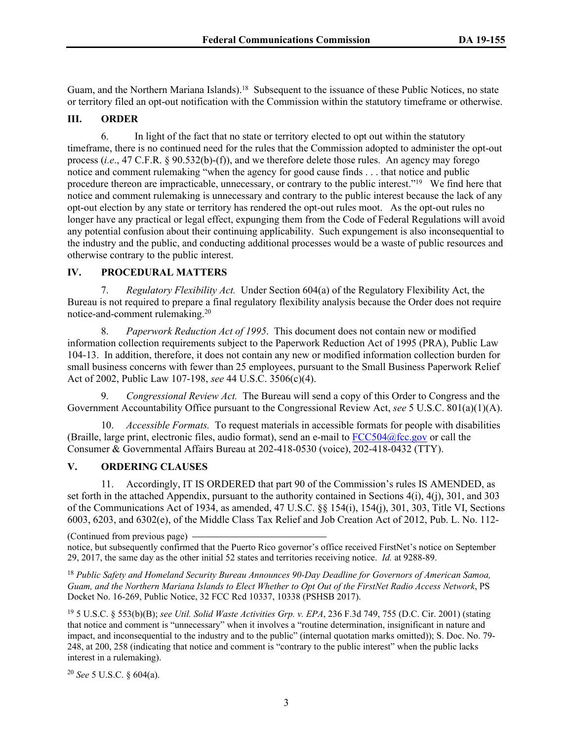Guam, and the Northern Mariana Islands).[18] Subsequent to the issuance of these Public Notices, no state or territory filed an opt-out notification with the Commission within the statutory timeframe or otherwise.

## III. ORDER

6. In light of the fact that no state or territory elected to opt out within the statutory timeframe, there is no continued need for the rules that the Commission adopted to administer the opt-out process (*i.e*., 47 C.F.R. § 90.532(b)-(f)), and we therefore delete those rules. An agency may forego notice and comment rulemaking "when the agency for good cause finds . . . that notice and public procedure thereon are impracticable, unnecessary, or contrary to the public interest."[19] We find here that notice and comment rulemaking is unnecessary and contrary to the public interest because the lack of any opt-out election by any state or territory has rendered the opt-out rules moot. As the opt-out rules no longer have any practical or legal effect, expunging them from the Code of Federal Regulations will avoid any potential confusion about their continuing applicability. Such expungement is also inconsequential to the industry and the public, and conducting additional processes would be a waste of public resources and otherwise contrary to the public interest.

## IV. PROCEDURAL MATTERS

7. *Regulatory Flexibility Act.* Under Section 604(a) of the Regulatory Flexibility Act, the Bureau is not required to prepare a final regulatory flexibility analysis because the Order does not require notice-and-comment rulemaking.[20]

8. *Paperwork Reduction Act of 1995*. This document does not contain new or modified information collection requirements subject to the Paperwork Reduction Act of 1995 (PRA), Public Law 104-13. In addition, therefore, it does not contain any new or modified information collection burden for small business concerns with fewer than 25 employees, pursuant to the Small Business Paperwork Relief Act of 2002, Public Law 107-198, *see* 44 U.S.C. 3506(c)(4).

9. *Congressional Review Act.* The Bureau will send a copy of this Order to Congress and the Government Accountability Office pursuant to the Congressional Review Act, *see* 5 U.S.C. 801(a)(1)(A).

10. *Accessible Formats.* To request materials in accessible formats for people with disabilities (Braille, large print, electronic files, audio format), send an e-mail to FCC504@fcc.gov or call the Consumer & Governmental Affairs Bureau at 202-418-0530 (voice), 202-418-0432 (TTY).

## V. ORDERING CLAUSES

11. Accordingly, IT IS ORDERED that part 90 of the Commission's rules IS AMENDED, as set forth in the attached Appendix, pursuant to the authority contained in Sections 4(i), 4(j), 301, and 303 of the Communications Act of 1934, as amended, 47 U.S.C. §§ 154(i), 154(j), 301, 303, Title VI, Sections 6003, 6203, and 6302(e), of the Middle Class Tax Relief and Job Creation Act of 2012, Pub. L. No. 112-

---

(Continued from previous page)

notice, but subsequently confirmed that the Puerto Rico governor's office received FirstNet's notice on September 29, 2017, the same day as the other initial 52 states and territories receiving notice. *Id.* at 9288-89.

[18] *Public Safety and Homeland Security Bureau Announces 90-Day Deadline for Governors of American Samoa, Guam, and the Northern Mariana Islands to Elect Whether to Opt Out of the FirstNet Radio Access Network*, PS Docket No. 16-269, Public Notice, 32 FCC Rcd 10337, 10338 (PSHSB 2017).

[19] 5 U.S.C. § 553(b)(B); *see Util. Solid Waste Activities Grp. v. EPA*, 236 F.3d 749, 755 (D.C. Cir. 2001) (stating that notice and comment is "unnecessary" when it involves a "routine determination, insignificant in nature and impact, and inconsequential to the industry and to the public" (internal quotation marks omitted)); S. Doc. No. 79-248, at 200, 258 (indicating that notice and comment is "contrary to the public interest" when the public lacks interest in a rulemaking).

[20] *See* 5 U.S.C. § 604(a).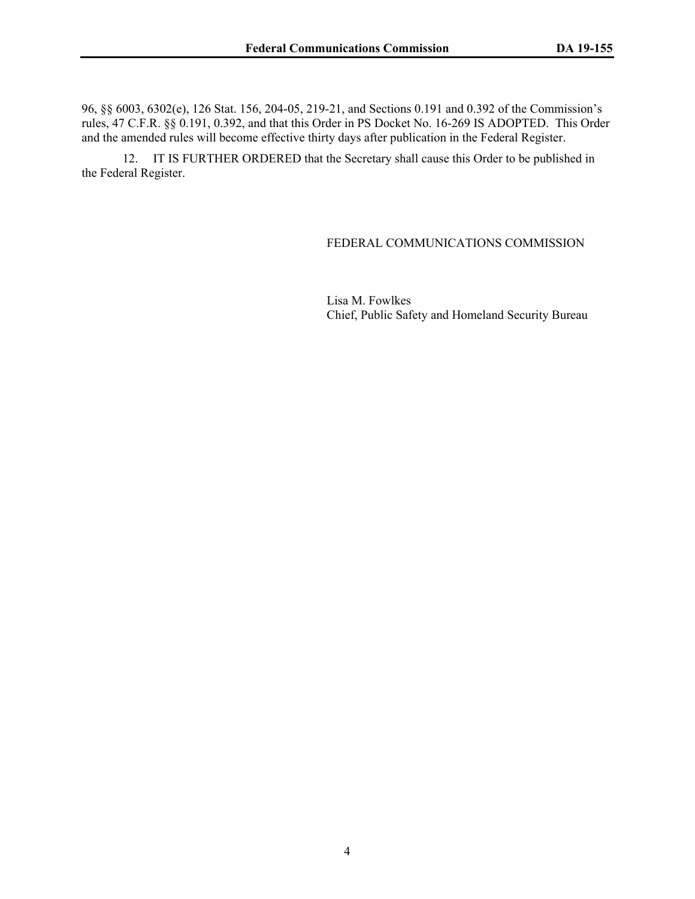96, §§ 6003, 6302(e), 126 Stat. 156, 204-05, 219-21, and Sections 0.191 and 0.392 of the Commission's rules, 47 C.F.R. §§ 0.191, 0.392, and that this Order in PS Docket No. 16-269 IS ADOPTED. This Order and the amended rules will become effective thirty days after publication in the Federal Register.

12. IT IS FURTHER ORDERED that the Secretary shall cause this Order to be published in the Federal Register.

FEDERAL COMMUNICATIONS COMMISSION

Lisa M. Fowlkes
Chief, Public Safety and Homeland Security Bureau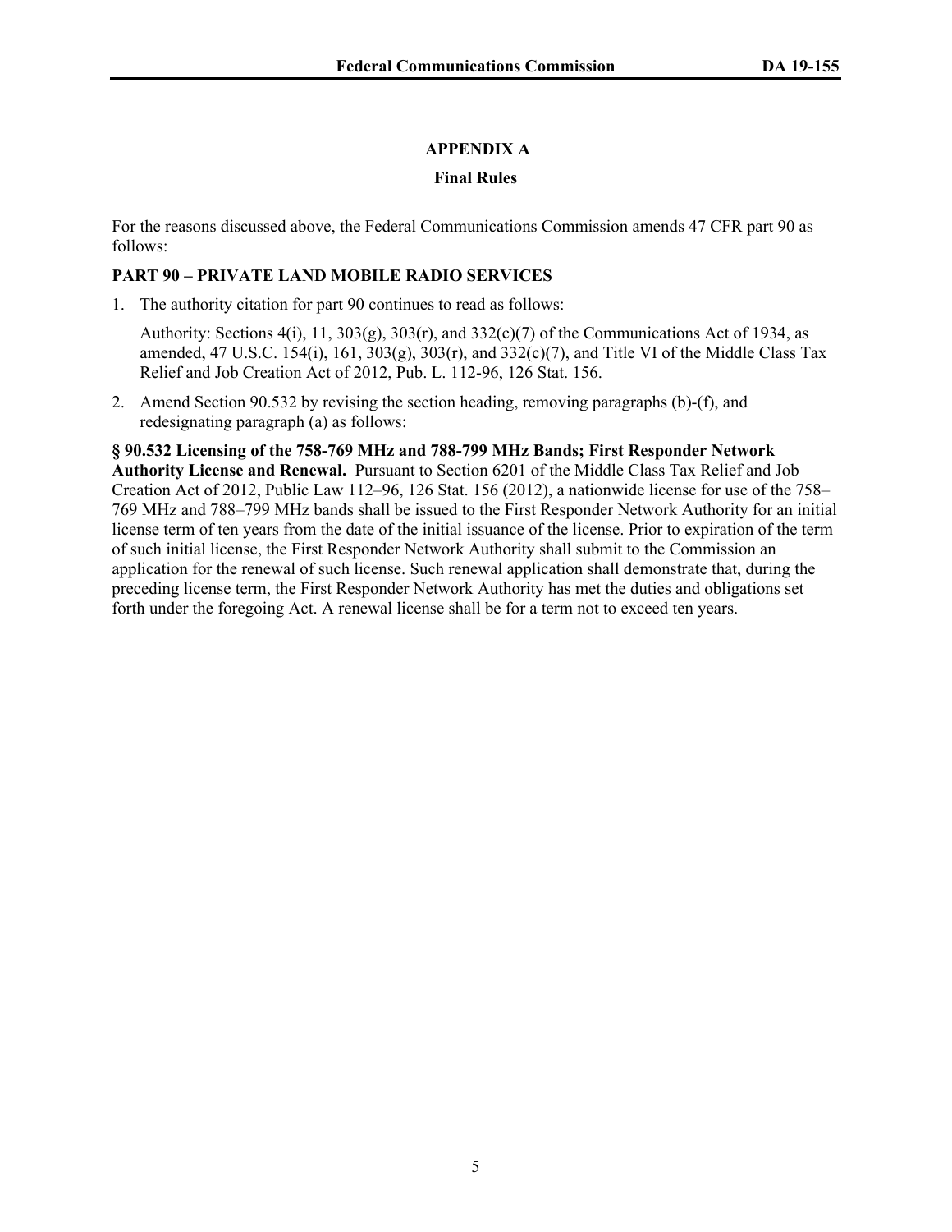## APPENDIX A

### Final Rules

For the reasons discussed above, the Federal Communications Commission amends 47 CFR part 90 as follows:

**PART 90 – PRIVATE LAND MOBILE RADIO SERVICES**

1. The authority citation for part 90 continues to read as follows:

   Authority: Sections 4(i), 11, 303(g), 303(r), and 332(c)(7) of the Communications Act of 1934, as amended, 47 U.S.C. 154(i), 161, 303(g), 303(r), and 332(c)(7), and Title VI of the Middle Class Tax Relief and Job Creation Act of 2012, Pub. L. 112-96, 126 Stat. 156.

2. Amend Section 90.532 by revising the section heading, removing paragraphs (b)-(f), and redesignating paragraph (a) as follows:

**§ 90.532 Licensing of the 758-769 MHz and 788-799 MHz Bands; First Responder Network Authority License and Renewal.** Pursuant to Section 6201 of the Middle Class Tax Relief and Job Creation Act of 2012, Public Law 112–96, 126 Stat. 156 (2012), a nationwide license for use of the 758–769 MHz and 788–799 MHz bands shall be issued to the First Responder Network Authority for an initial license term of ten years from the date of the initial issuance of the license. Prior to expiration of the term of such initial license, the First Responder Network Authority shall submit to the Commission an application for the renewal of such license. Such renewal application shall demonstrate that, during the preceding license term, the First Responder Network Authority has met the duties and obligations set forth under the foregoing Act. A renewal license shall be for a term not to exceed ten years.